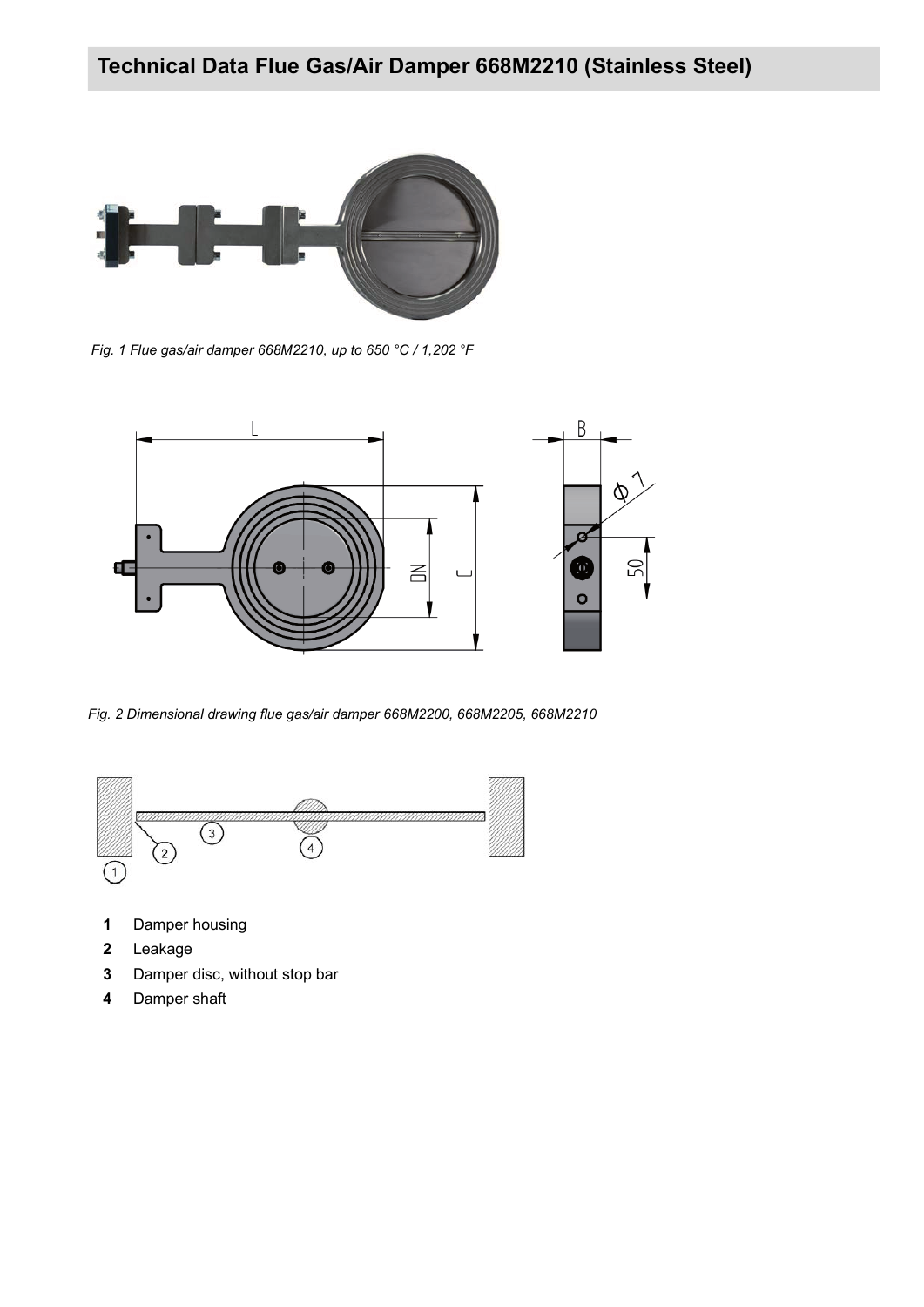# Technical Data Flue Gas/Air Damper 668M2210 (Stainless Steel)

*Fig. 1 Flue gas/air damper 668M2210, up to 650 °C / 1,202 °F*

*Fig. 2 Dimensional drawing flue gas/air damper 668M2200, 668M2205, 668M2210*

- **1** Damper housing
- **2** Leakage
- **3** Damper disc, without stop bar
- **4** Damper shaft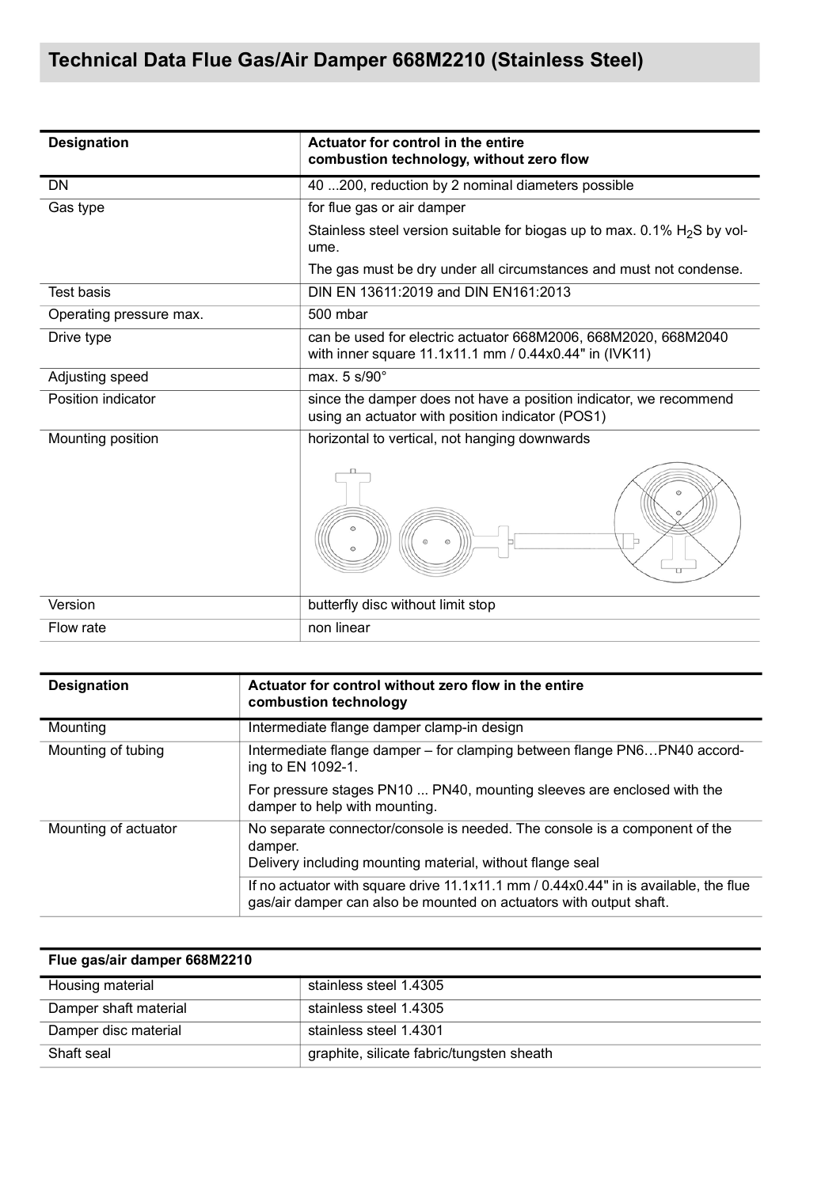# Technical Data Flue Gas/Air Damper 668M2210 (Stainless Steel)

| Designation | Actuator for control in the entire combustion technology, without zero flow |
|---|---|
| DN | 40 ...200, reduction by 2 nominal diameters possible |
| Gas type | for flue gas or air damper<br>Stainless steel version suitable for biogas up to max. 0.1% $H_2S$ by volume.<br>The gas must be dry under all circumstances and must not condense. |
| Test basis | DIN EN 13611:2019 and DIN EN161:2013 |
| Operating pressure max. | 500 mbar |
| Drive type | can be used for electric actuator 668M2006, 668M2020, 668M2040 with inner square 11.1x11.1 mm / 0.44x0.44" in (IVK11) |
| Adjusting speed | max. 5 s/90° |
| Position indicator | since the damper does not have a position indicator, we recommend using an actuator with position indicator (POS1) |
| Mounting position | horizontal to vertical, not hanging downwards |
| Version | butterfly disc without limit stop |
| Flow rate | non linear |

| Designation | Actuator for control without zero flow in the entire combustion technology |
|---|---|
| Mounting | Intermediate flange damper clamp-in design |
| Mounting of tubing | Intermediate flange damper – for clamping between flange PN6…PN40 according to EN 1092-1.<br>For pressure stages PN10 ... PN40, mounting sleeves are enclosed with the damper to help with mounting. |
| Mounting of actuator | No separate connector/console is needed. The console is a component of the damper.<br>Delivery including mounting material, without flange seal |
| | If no actuator with square drive 11.1x11.1 mm / 0.44x0.44" is available, the flue gas/air damper can also be mounted on actuators with output shaft. |

| Flue gas/air damper 668M2210 | |
|---|---|
| Housing material | stainless steel 1.4305 |
| Damper shaft material | stainless steel 1.4305 |
| Damper disc material | stainless steel 1.4301 |
| Shaft seal | graphite, silicate fabric/tungsten sheath |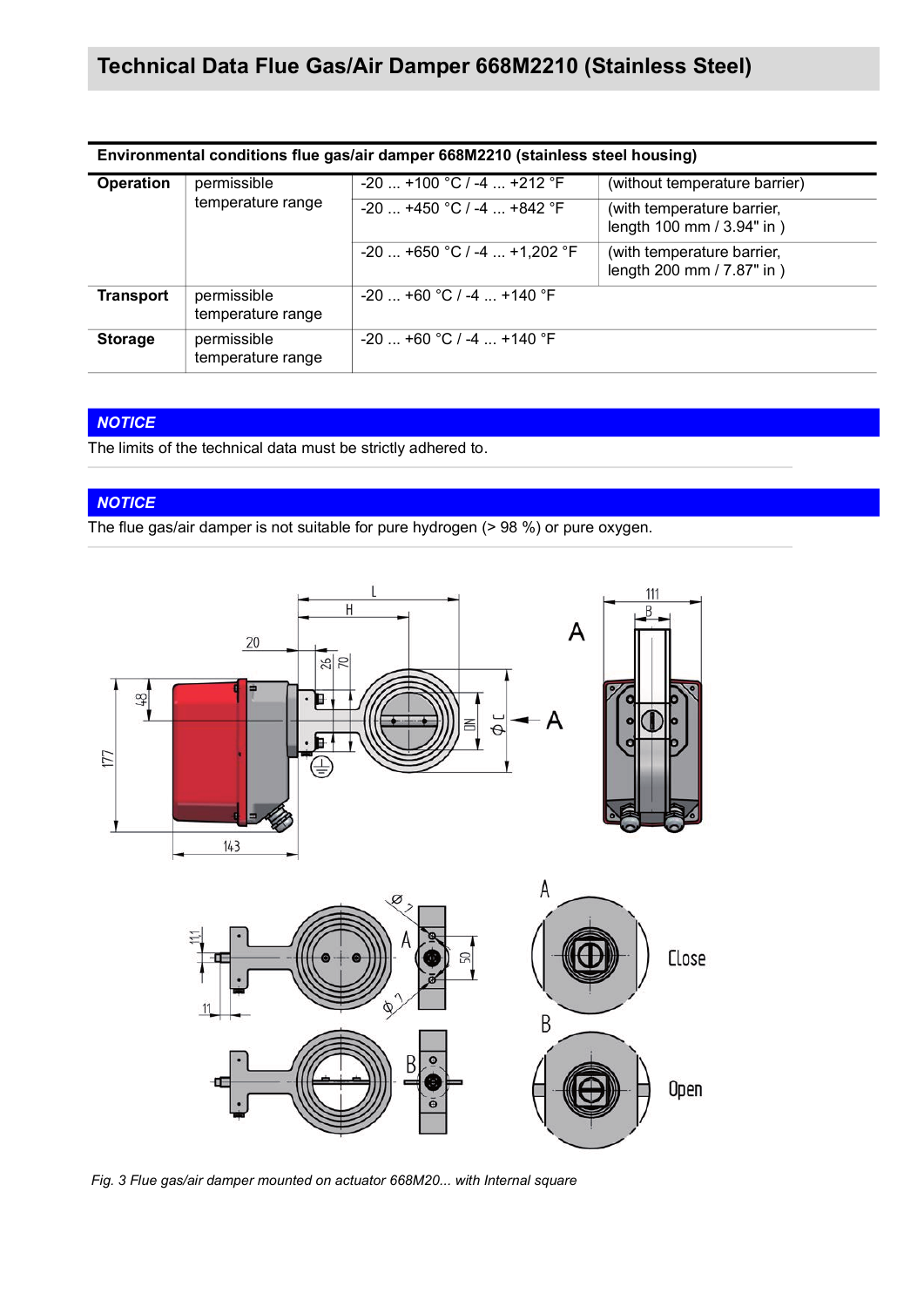# Technical Data Flue Gas/Air Damper 668M2210 (Stainless Steel)

| Environmental conditions flue gas/air damper 668M2210 (stainless steel housing) | | | |
|---|---|---|---|
| **Operation** | permissible temperature range | -20 ... +100 °C / -4 ... +212 °F | (without temperature barrier) |
| | | -20 ... +450 °C / -4 ... +842 °F | (with temperature barrier, length 100 mm / 3.94" in ) |
| | | -20 ... +650 °C / -4 ... +1,202 °F | (with temperature barrier, length 200 mm / 7.87" in ) |
| **Transport** | permissible temperature range | -20 ... +60 °C / -4 ... +140 °F | |
| **Storage** | permissible temperature range | -20 ... +60 °C / -4 ... +140 °F | |

***NOTICE***

The limits of the technical data must be strictly adhered to.

***NOTICE***

The flue gas/air damper is not suitable for pure hydrogen (> 98 %) or pure oxygen.

*Fig. 3 Flue gas/air damper mounted on actuator 668M20... with Internal square*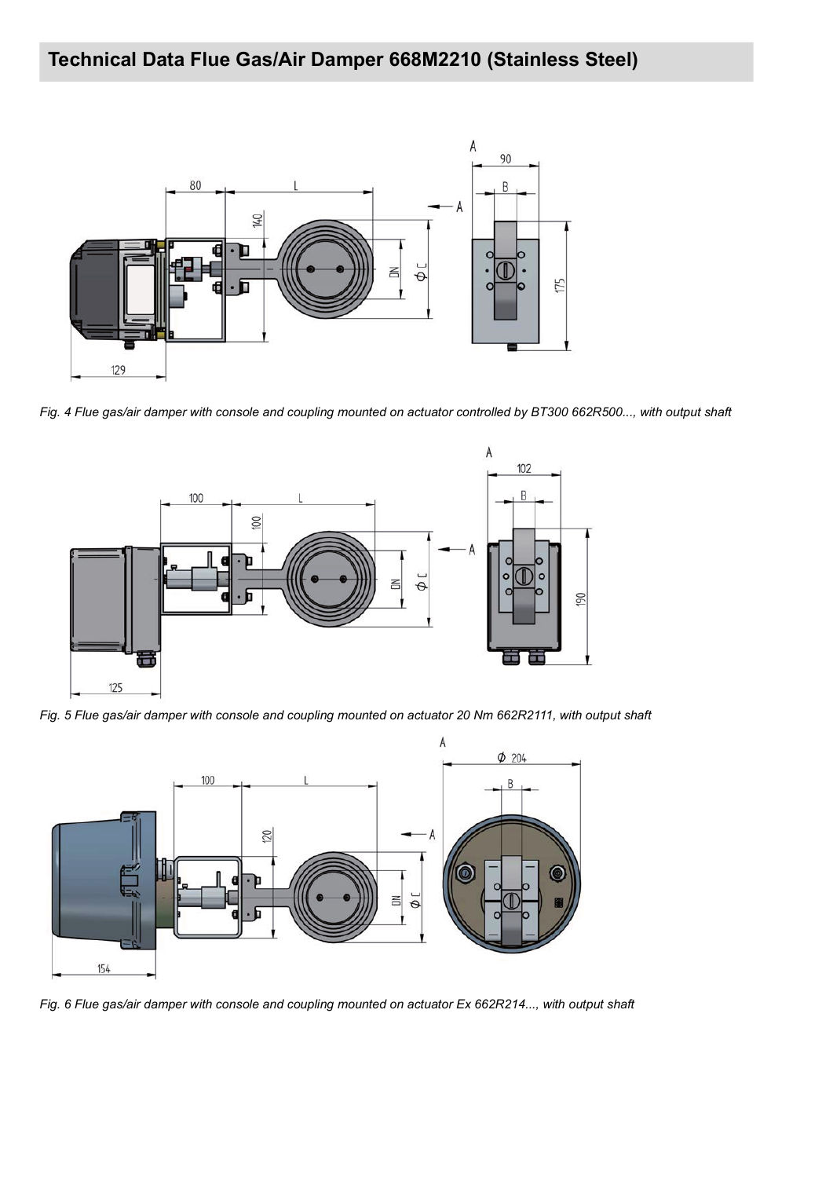## Technical Data Flue Gas/Air Damper 668M2210 (Stainless Steel)

*Fig. 4 Flue gas/air damper with console and coupling mounted on actuator controlled by BT300 662R500..., with output shaft*

*Fig. 5 Flue gas/air damper with console and coupling mounted on actuator 20 Nm 662R2111, with output shaft*

*Fig. 6 Flue gas/air damper with console and coupling mounted on actuator Ex 662R214..., with output shaft*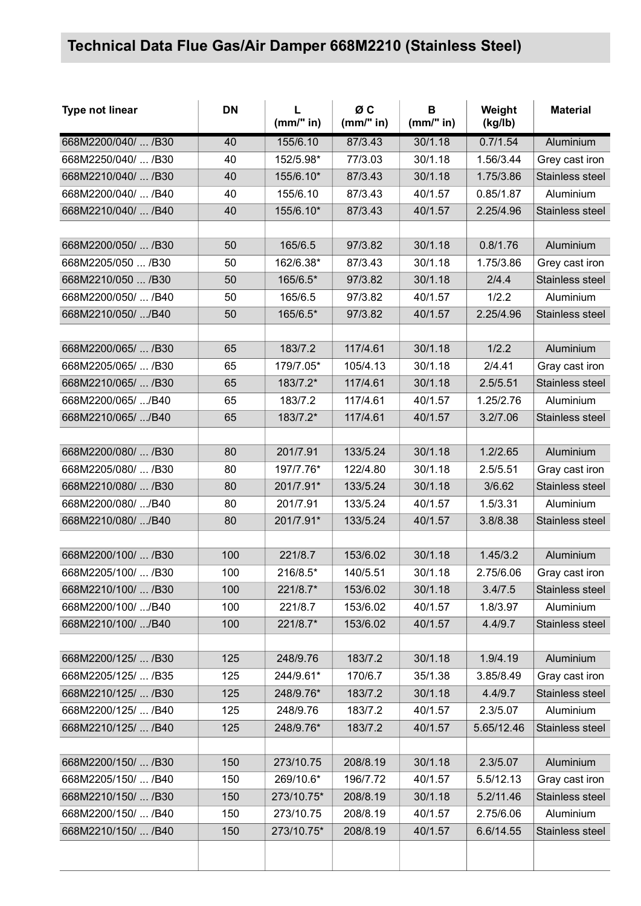## Technical Data Flue Gas/Air Damper 668M2210 (Stainless Steel)

| Type not linear | DN | L (mm/" in) | Ø C (mm/" in) | B (mm/" in) | Weight (kg/lb) | Material |
|---|---|---|---|---|---|---|
| 668M2200/040/ ... /B30 | 40 | 155/6.10 | 87/3.43 | 30/1.18 | 0.7/1.54 | Aluminium |
| 668M2250/040/ ... /B30 | 40 | 152/5.98* | 77/3.03 | 30/1.18 | 1.56/3.44 | Grey cast iron |
| 668M2210/040/ ... /B30 | 40 | 155/6.10* | 87/3.43 | 30/1.18 | 1.75/3.86 | Stainless steel |
| 668M2200/040/ ... /B40 | 40 | 155/6.10 | 87/3.43 | 40/1.57 | 0.85/1.87 | Aluminium |
| 668M2210/040/ ... /B40 | 40 | 155/6.10* | 87/3.43 | 40/1.57 | 2.25/4.96 | Stainless steel |
| | | | | | | |
| 668M2200/050/ ... /B30 | 50 | 165/6.5 | 97/3.82 | 30/1.18 | 0.8/1.76 | Aluminium |
| 668M2205/050 ... /B30 | 50 | 162/6.38* | 87/3.43 | 30/1.18 | 1.75/3.86 | Grey cast iron |
| 668M2210/050 ... /B30 | 50 | 165/6.5* | 97/3.82 | 30/1.18 | 2/4.4 | Stainless steel |
| 668M2200/050/ ... /B40 | 50 | 165/6.5 | 97/3.82 | 40/1.57 | 1/2.2 | Aluminium |
| 668M2210/050/ .../B40 | 50 | 165/6.5* | 97/3.82 | 40/1.57 | 2.25/4.96 | Stainless steel |
| | | | | | | |
| 668M2200/065/ ... /B30 | 65 | 183/7.2 | 117/4.61 | 30/1.18 | 1/2.2 | Aluminium |
| 668M2205/065/ ... /B30 | 65 | 179/7.05* | 105/4.13 | 30/1.18 | 2/4.41 | Gray cast iron |
| 668M2210/065/ ... /B30 | 65 | 183/7.2* | 117/4.61 | 30/1.18 | 2.5/5.51 | Stainless steel |
| 668M2200/065/ .../B40 | 65 | 183/7.2 | 117/4.61 | 40/1.57 | 1.25/2.76 | Aluminium |
| 668M2210/065/ .../B40 | 65 | 183/7.2* | 117/4.61 | 40/1.57 | 3.2/7.06 | Stainless steel |
| | | | | | | |
| 668M2200/080/ ... /B30 | 80 | 201/7.91 | 133/5.24 | 30/1.18 | 1.2/2.65 | Aluminium |
| 668M2205/080/ ... /B30 | 80 | 197/7.76* | 122/4.80 | 30/1.18 | 2.5/5.51 | Gray cast iron |
| 668M2210/080/ ... /B30 | 80 | 201/7.91* | 133/5.24 | 30/1.18 | 3/6.62 | Stainless steel |
| 668M2200/080/ .../B40 | 80 | 201/7.91 | 133/5.24 | 40/1.57 | 1.5/3.31 | Aluminium |
| 668M2210/080/ .../B40 | 80 | 201/7.91* | 133/5.24 | 40/1.57 | 3.8/8.38 | Stainless steel |
| | | | | | | |
| 668M2200/100/ ... /B30 | 100 | 221/8.7 | 153/6.02 | 30/1.18 | 1.45/3.2 | Aluminium |
| 668M2205/100/ ... /B30 | 100 | 216/8.5* | 140/5.51 | 30/1.18 | 2.75/6.06 | Gray cast iron |
| 668M2210/100/ ... /B30 | 100 | 221/8.7* | 153/6.02 | 30/1.18 | 3.4/7.5 | Stainless steel |
| 668M2200/100/ .../B40 | 100 | 221/8.7 | 153/6.02 | 40/1.57 | 1.8/3.97 | Aluminium |
| 668M2210/100/ .../B40 | 100 | 221/8.7* | 153/6.02 | 40/1.57 | 4.4/9.7 | Stainless steel |
| | | | | | | |
| 668M2200/125/ ... /B30 | 125 | 248/9.76 | 183/7.2 | 30/1.18 | 1.9/4.19 | Aluminium |
| 668M2205/125/ ... /B35 | 125 | 244/9.61* | 170/6.7 | 35/1.38 | 3.85/8.49 | Gray cast iron |
| 668M2210/125/ ... /B30 | 125 | 248/9.76* | 183/7.2 | 30/1.18 | 4.4/9.7 | Stainless steel |
| 668M2200/125/ ... /B40 | 125 | 248/9.76 | 183/7.2 | 40/1.57 | 2.3/5.07 | Aluminium |
| 668M2210/125/ ... /B40 | 125 | 248/9.76* | 183/7.2 | 40/1.57 | 5.65/12.46 | Stainless steel |
| | | | | | | |
| 668M2200/150/ ... /B30 | 150 | 273/10.75 | 208/8.19 | 30/1.18 | 2.3/5.07 | Aluminium |
| 668M2205/150/ ... /B40 | 150 | 269/10.6* | 196/7.72 | 40/1.57 | 5.5/12.13 | Gray cast iron |
| 668M2210/150/ ... /B30 | 150 | 273/10.75* | 208/8.19 | 30/1.18 | 5.2/11.46 | Stainless steel |
| 668M2200/150/ ... /B40 | 150 | 273/10.75 | 208/8.19 | 40/1.57 | 2.75/6.06 | Aluminium |
| 668M2210/150/ ... /B40 | 150 | 273/10.75* | 208/8.19 | 40/1.57 | 6.6/14.55 | Stainless steel |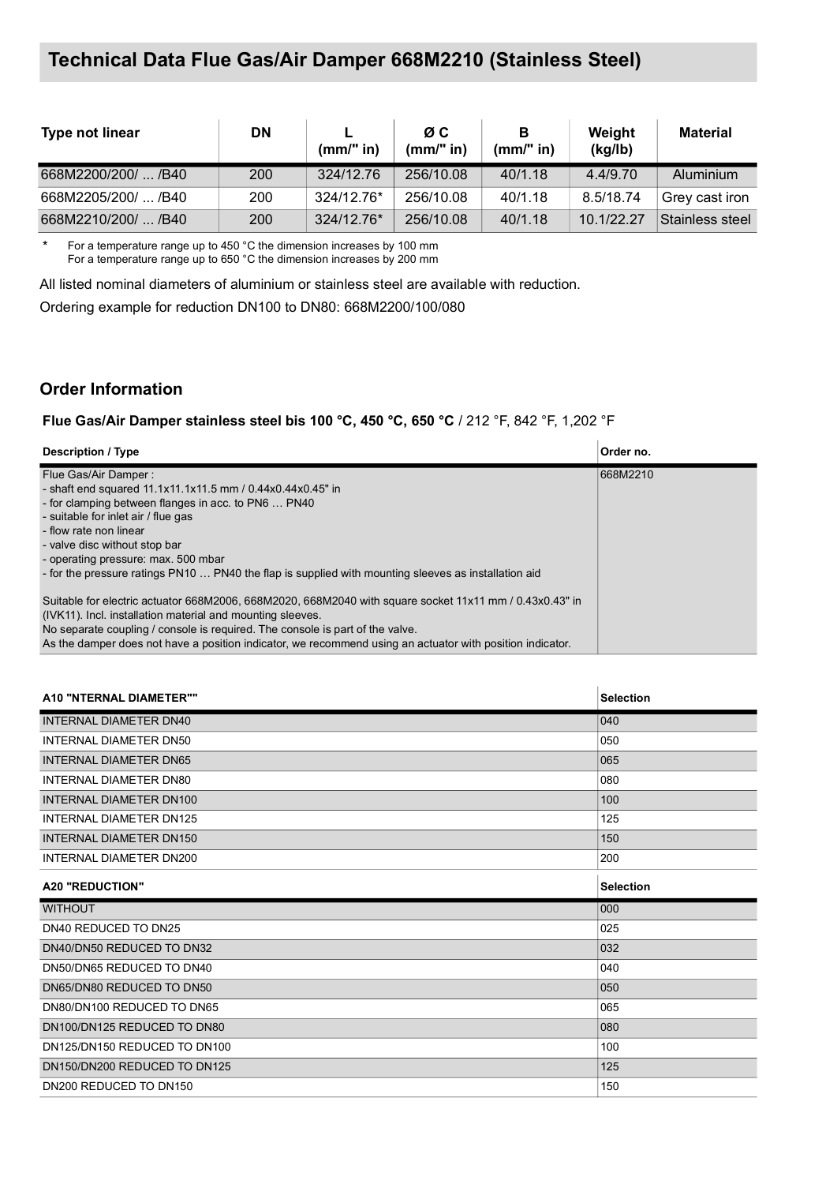## Technical Data Flue Gas/Air Damper 668M2210 (Stainless Steel)

| Type not linear | DN | L (mm/" in) | Ø C (mm/" in) | B (mm/" in) | Weight (kg/lb) | Material |
|---|---|---|---|---|---|---|
| 668M2200/200/ ... /B40 | 200 | 324/12.76 | 256/10.08 | 40/1.18 | 4.4/9.70 | Aluminium |
| 668M2205/200/ ... /B40 | 200 | 324/12.76* | 256/10.08 | 40/1.18 | 8.5/18.74 | Grey cast iron |
| 668M2210/200/ ... /B40 | 200 | 324/12.76* | 256/10.08 | 40/1.18 | 10.1/22.27 | Stainless steel |

\* For a temperature range up to 450 °C the dimension increases by 100 mm
For a temperature range up to 650 °C the dimension increases by 200 mm

All listed nominal diameters of aluminium or stainless steel are available with reduction.

Ordering example for reduction DN100 to DN80: 668M2200/100/080

## Order Information

**Flue Gas/Air Damper stainless steel bis 100 °C, 450 °C, 650 °C** / 212 °F, 842 °F, 1,202 °F

| Description / Type | Order no. |
|---|---|
| Flue Gas/Air Damper :<br>- shaft end squared 11.1x11.1x11.5 mm / 0.44x0.44x0.45" in<br>- for clamping between flanges in acc. to PN6 … PN40<br>- suitable for inlet air / flue gas<br>- flow rate non linear<br>- valve disc without stop bar<br>- operating pressure: max. 500 mbar<br>- for the pressure ratings PN10 … PN40 the flap is supplied with mounting sleeves as installation aid<br><br>Suitable for electric actuator 668M2006, 668M2020, 668M2040 with square socket 11x11 mm / 0.43x0.43" in (IVK11). Incl. installation material and mounting sleeves.<br>No separate coupling / console is required. The console is part of the valve.<br>As the damper does not have a position indicator, we recommend using an actuator with position indicator. | 668M2210 |

| A10 "NTERNAL DIAMETER"" | Selection |
|---|---|
| INTERNAL DIAMETER DN40 | 040 |
| INTERNAL DIAMETER DN50 | 050 |
| INTERNAL DIAMETER DN65 | 065 |
| INTERNAL DIAMETER DN80 | 080 |
| INTERNAL DIAMETER DN100 | 100 |
| INTERNAL DIAMETER DN125 | 125 |
| INTERNAL DIAMETER DN150 | 150 |
| INTERNAL DIAMETER DN200 | 200 |

| A20 "REDUCTION" | Selection |
|---|---|
| WITHOUT | 000 |
| DN40 REDUCED TO DN25 | 025 |
| DN40/DN50 REDUCED TO DN32 | 032 |
| DN50/DN65 REDUCED TO DN40 | 040 |
| DN65/DN80 REDUCED TO DN50 | 050 |
| DN80/DN100 REDUCED TO DN65 | 065 |
| DN100/DN125 REDUCED TO DN80 | 080 |
| DN125/DN150 REDUCED TO DN100 | 100 |
| DN150/DN200 REDUCED TO DN125 | 125 |
| DN200 REDUCED TO DN150 | 150 |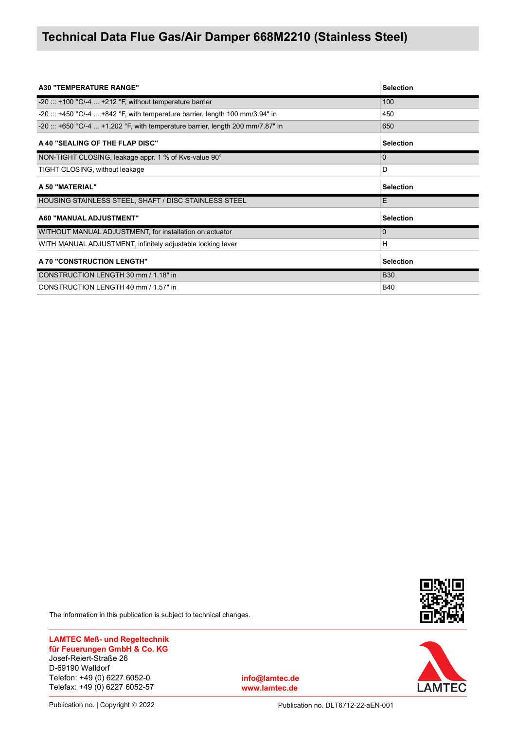# Technical Data Flue Gas/Air Damper 668M2210 (Stainless Steel)

| A30 "TEMPERATURE RANGE" | Selection |
| --- | --- |
| -20 ::: +100 °C/-4 ... +212 °F, without temperature barrier | 100 |
| -20 ::: +450 °C/-4 ... +842 °F, with temperature barrier, length 100 mm/3.94" in | 450 |
| -20 ::: +650 °C/-4 ... +1,202 °F, with temperature barrier, length 200 mm/7.87" in | 650 |

| A 40 "SEALING OF THE FLAP DISC" | Selection |
| --- | --- |
| NON-TIGHT CLOSING, leakage appr. 1 % of Kvs-value 90° | 0 |
| TIGHT CLOSING, without leakage | D |

| A 50 "MATERIAL" | Selection |
| --- | --- |
| HOUSING STAINLESS STEEL, SHAFT / DISC STAINLESS STEEL | E |

| A60 "MANUAL ADJUSTMENT" | Selection |
| --- | --- |
| WITHOUT MANUAL ADJUSTMENT, for installation on actuator | 0 |
| WITH MANUAL ADJUSTMENT, infinitely adjustable locking lever | H |

| A 70 "CONSTRUCTION LENGTH" | Selection |
| --- | --- |
| CONSTRUCTION LENGTH 30 mm / 1.18" in | B30 |
| CONSTRUCTION LENGTH 40 mm / 1.57" in | B40 |

The information in this publication is subject to technical changes.

**LAMTEC Meß- und Regeltechnik**
**für Feuerungen GmbH & Co. KG**
Josef-Reiert-Straße 26
D-69190 Walldorf
Telefon: +49 (0) 6227 6052-0
Telefax: +49 (0) 6227 6052-57

**info@lamtec.de**
**www.lamtec.de**

LAMTEC

Publication no. | Copyright © 2022

Publication no. DLT6712-22-aEN-001